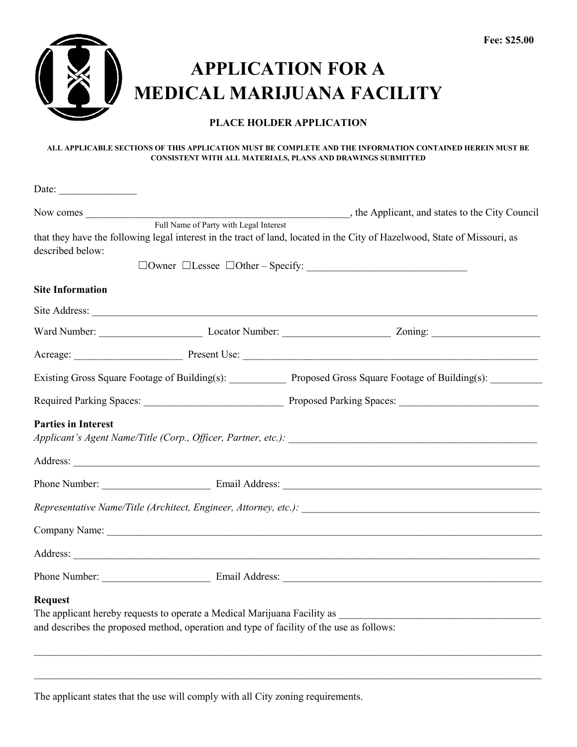**Fee: $25.00**

# APPLICATION FOR A MEDICAL MARIJUANA FACILITY

### PLACE HOLDER APPLICATION

**ALL APPLICABLE SECTIONS OF THIS APPLICATION MUST BE COMPLETE AND THE INFORMATION CONTAINED HEREIN MUST BE CONSISTENT WITH ALL MATERIALS, PLANS AND DRAWINGS SUBMITTED**

Date: _______________

Now comes ______________________________________________________, the Applicant, and states to the City Council
Full Name of Party with Legal Interest
that they have the following legal interest in the tract of land, located in the City of Hazelwood, State of Missouri, as described below:

☐Owner ☐Lessee ☐Other – Specify: _______________________________

**Site Information**

Site Address: ___________________________________________________________________________________________

Ward Number: ____________________ Locator Number: _____________________ Zoning: _____________________

Acreage: _____________________ Present Use: ____________________________________________________________

Existing Gross Square Footage of Building(s): ___________ Proposed Gross Square Footage of Building(s): __________

Required Parking Spaces: ___________________________ Proposed Parking Spaces: ___________________________

**Parties in Interest**

*Applicant's Agent Name/Title (Corp., Officer, Partner, etc.):* __________________________________________________

Address: ______________________________________________________________________________________________

Phone Number: _____________________ Email Address: ___________________________________________________

*Representative Name/Title (Architect, Engineer, Attorney, etc.):* _______________________________________________

Company Name: _________________________________________________________________________________________

Address: ______________________________________________________________________________________________

Phone Number: _____________________ Email Address: ___________________________________________________

**Request**

The applicant hereby requests to operate a Medical Marijuana Facility as ________________________________________ and describes the proposed method, operation and type of facility of the use as follows:

______________________________________________________________________________________________________

______________________________________________________________________________________________________

The applicant states that the use will comply with all City zoning requirements.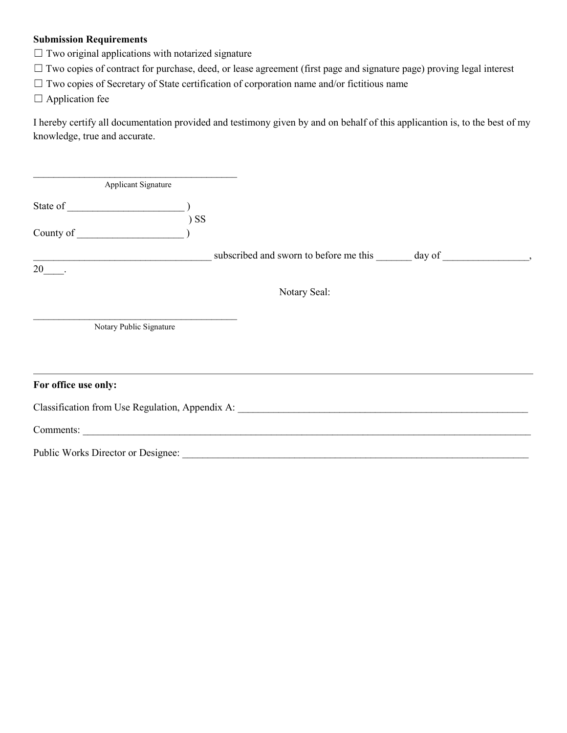**Submission Requirements**

☐ Two original applications with notarized signature

☐ Two copies of contract for purchase, deed, or lease agreement (first page and signature page) proving legal interest

☐ Two copies of Secretary of State certification of corporation name and/or fictitious name

☐ Application fee

I hereby certify all documentation provided and testimony given by and on behalf of this applicantion is, to the best of my knowledge, true and accurate.

\_\_\_\_\_\_\_\_\_\_\_\_\_\_\_\_\_\_\_\_\_\_\_\_\_\_\_\_\_\_\_\_\_\_\_\_\_\_\_\_\_\_

Applicant Signature

State of \_\_\_\_\_\_\_\_\_\_\_\_\_\_\_\_\_\_\_\_\_\_\_ )

) SS

County of \_\_\_\_\_\_\_\_\_\_\_\_\_\_\_\_\_\_\_\_\_ )

\_\_\_\_\_\_\_\_\_\_\_\_\_\_\_\_\_\_\_\_\_\_\_\_\_\_\_\_\_\_\_\_\_\_\_\_\_ subscribed and sworn to before me this \_\_\_\_\_\_\_ day of \_\_\_\_\_\_\_\_\_\_\_\_\_\_\_\_\_, 20\_\_\_\_.

Notary Seal:

\_\_\_\_\_\_\_\_\_\_\_\_\_\_\_\_\_\_\_\_\_\_\_\_\_\_\_\_\_\_\_\_\_\_\_\_\_\_\_\_\_\_

Notary Public Signature

---

**For office use only:**

Classification from Use Regulation, Appendix A: \_\_\_\_\_\_\_\_\_\_\_\_\_\_\_\_\_\_\_\_\_\_\_\_\_\_\_\_\_\_\_\_\_\_\_\_\_\_\_\_\_\_\_\_\_\_\_\_\_\_\_\_\_\_\_\_\_\_\_\_

Comments: \_\_\_\_\_\_\_\_\_\_\_\_\_\_\_\_\_\_\_\_\_\_\_\_\_\_\_\_\_\_\_\_\_\_\_\_\_\_\_\_\_\_\_\_\_\_\_\_\_\_\_\_\_\_\_\_\_\_\_\_\_\_\_\_\_\_\_\_\_\_\_\_\_\_\_\_\_\_\_\_\_\_\_\_\_\_\_\_\_\_

Public Works Director or Designee: \_\_\_\_\_\_\_\_\_\_\_\_\_\_\_\_\_\_\_\_\_\_\_\_\_\_\_\_\_\_\_\_\_\_\_\_\_\_\_\_\_\_\_\_\_\_\_\_\_\_\_\_\_\_\_\_\_\_\_\_\_\_\_\_\_\_\_\_\_\_\_\_